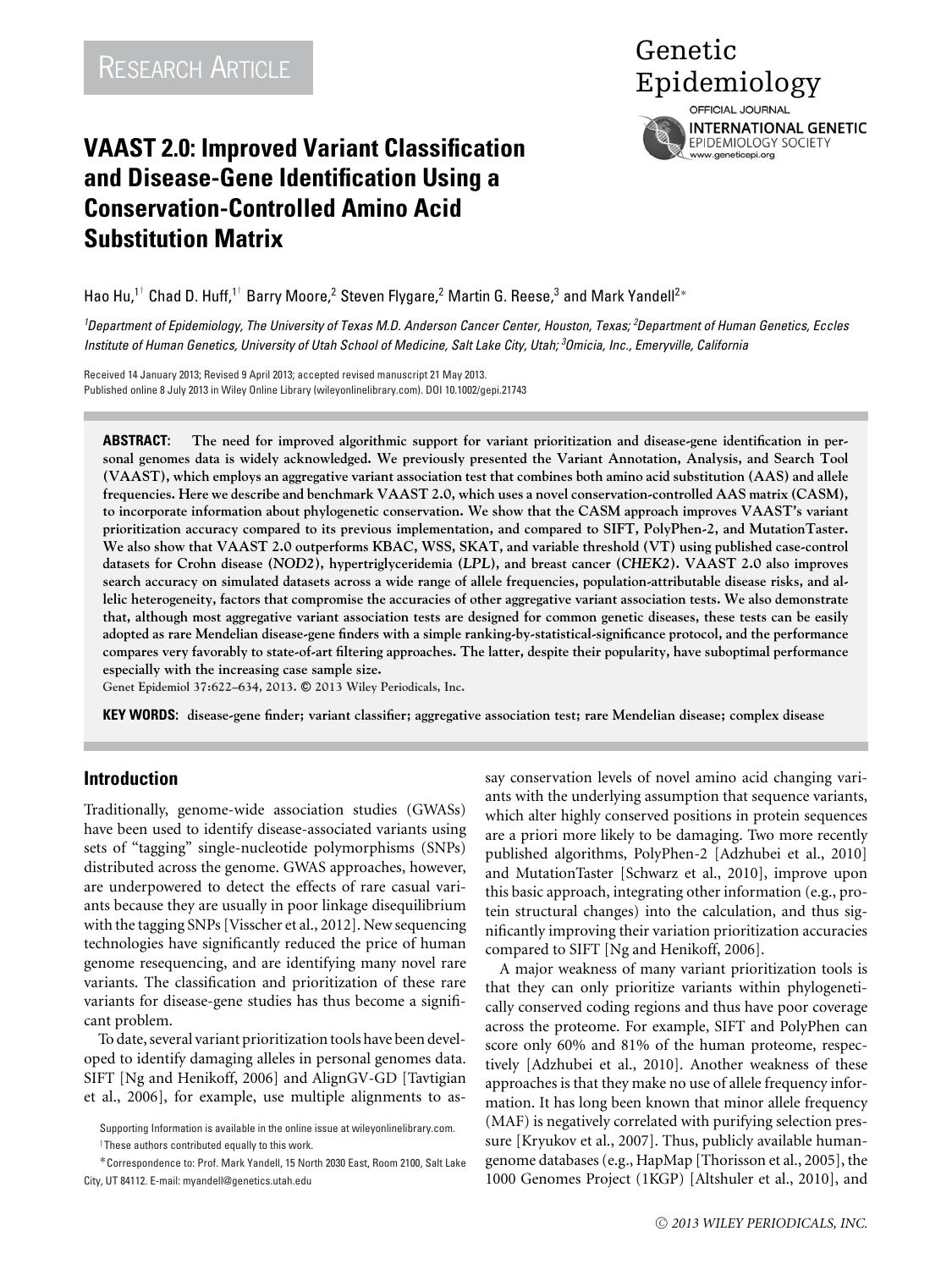Research Article

# VAAST 2.0: Improved Variant Classification and Disease-Gene Identification Using a Conservation-Controlled Amino Acid Substitution Matrix

Hao Hu,[1†] Chad D. Huff,[1†] Barry Moore,[2] Steven Flygare,[2] Martin G. Reese,[3] and Mark Yandell[2*]

[1]Department of Epidemiology, The University of Texas M.D. Anderson Cancer Center, Houston, Texas; [2]Department of Human Genetics, Eccles Institute of Human Genetics, University of Utah School of Medicine, Salt Lake City, Utah; [3]Omicia, Inc., Emeryville, California

Received 14 January 2013; Revised 9 April 2013; accepted revised manuscript 21 May 2013.
Published online 8 July 2013 in Wiley Online Library (wileyonlinelibrary.com). DOI 10.1002/gepi.21743

**ABSTRACT:** The need for improved algorithmic support for variant prioritization and disease-gene identification in personal genomes data is widely acknowledged. We previously presented the Variant Annotation, Analysis, and Search Tool (VAAST), which employs an aggregative variant association test that combines both amino acid substitution (AAS) and allele frequencies. Here we describe and benchmark VAAST 2.0, which uses a novel conservation-controlled AAS matrix (CASM), to incorporate information about phylogenetic conservation. We show that the CASM approach improves VAAST's variant prioritization accuracy compared to its previous implementation, and compared to SIFT, PolyPhen-2, and MutationTaster. We also show that VAAST 2.0 outperforms KBAC, WSS, SKAT, and variable threshold (VT) using published case-control datasets for Crohn disease (*NOD2*), hypertriglyceridemia (*LPL*), and breast cancer (*CHEK2*). VAAST 2.0 also improves search accuracy on simulated datasets across a wide range of allele frequencies, population-attributable disease risks, and allelic heterogeneity, factors that compromise the accuracies of other aggregative variant association tests. We also demonstrate that, although most aggregative variant association tests are designed for common genetic diseases, these tests can be easily adopted as rare Mendelian disease-gene finders with a simple ranking-by-statistical-significance protocol, and the performance compares very favorably to state-of-art filtering approaches. The latter, despite their popularity, have suboptimal performance especially with the increasing case sample size.
Genet Epidemiol 37:622–634, 2013. © 2013 Wiley Periodicals, Inc.

**KEY WORDS:** disease-gene finder; variant classifier; aggregative association test; rare Mendelian disease; complex disease

## Introduction

Traditionally, genome-wide association studies (GWASs) have been used to identify disease-associated variants using sets of "tagging" single-nucleotide polymorphisms (SNPs) distributed across the genome. GWAS approaches, however, are underpowered to detect the effects of rare casual variants because they are usually in poor linkage disequilibrium with the tagging SNPs [Visscher et al., 2012]. New sequencing technologies have significantly reduced the price of human genome resequencing, and are identifying many novel rare variants. The classification and prioritization of these rare variants for disease-gene studies has thus become a significant problem.

To date, several variant prioritization tools have been developed to identify damaging alleles in personal genomes data. SIFT [Ng and Henikoff, 2006] and AlignGV-GD [Tavtigian et al., 2006], for example, use multiple alignments to assay conservation levels of novel amino acid changing variants with the underlying assumption that sequence variants, which alter highly conserved positions in protein sequences are a priori more likely to be damaging. Two more recently published algorithms, PolyPhen-2 [Adzhubei et al., 2010] and MutationTaster [Schwarz et al., 2010], improve upon this basic approach, integrating other information (e.g., protein structural changes) into the calculation, and thus significantly improving their variation prioritization accuracies compared to SIFT [Ng and Henikoff, 2006].

A major weakness of many variant prioritization tools is that they can only prioritize variants within phylogenetically conserved coding regions and thus have poor coverage across the proteome. For example, SIFT and PolyPhen can score only 60% and 81% of the human proteome, respectively [Adzhubei et al., 2010]. Another weakness of these approaches is that they make no use of allele frequency information. It has long been known that minor allele frequency (MAF) is negatively correlated with purifying selection pressure [Kryukov et al., 2007]. Thus, publicly available human-genome databases (e.g., HapMap [Thorisson et al., 2005], the 1000 Genomes Project (1KGP) [Altshuler et al., 2010], and

Supporting Information is available in the online issue at wileyonlinelibrary.com.
†These authors contributed equally to this work.
*Correspondence to: Prof. Mark Yandell, 15 North 2030 East, Room 2100, Salt Lake City, UT 84112. E-mail: myandell@genetics.utah.edu

© 2013 WILEY PERIODICALS, INC.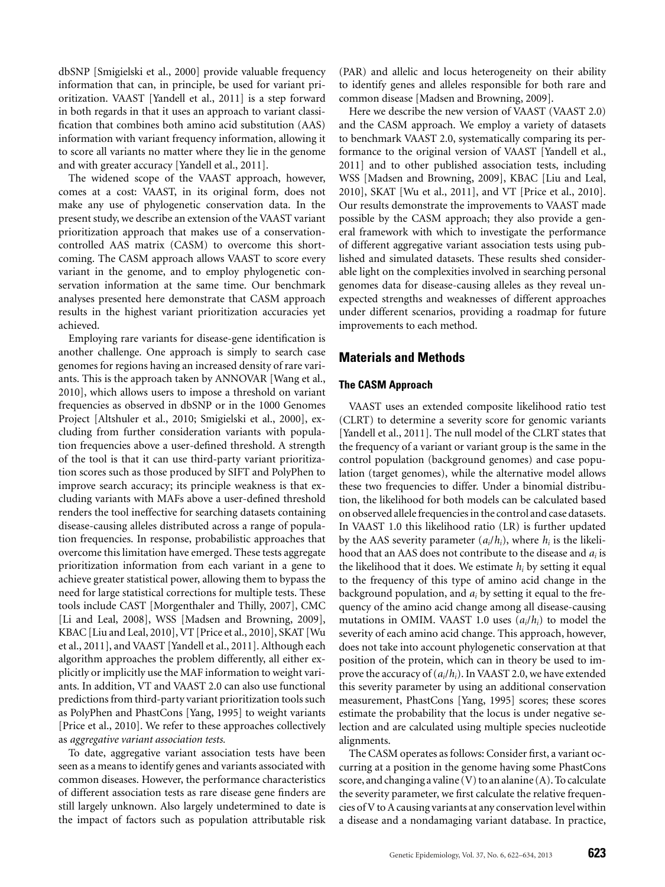dbSNP [Smigielski et al., 2000] provide valuable frequency information that can, in principle, be used for variant prioritization. VAAST [Yandell et al., 2011] is a step forward in both regards in that it uses an approach to variant classification that combines both amino acid substitution (AAS) information with variant frequency information, allowing it to score all variants no matter where they lie in the genome and with greater accuracy [Yandell et al., 2011].

The widened scope of the VAAST approach, however, comes at a cost: VAAST, in its original form, does not make any use of phylogenetic conservation data. In the present study, we describe an extension of the VAAST variant prioritization approach that makes use of a conservation-controlled AAS matrix (CASM) to overcome this shortcoming. The CASM approach allows VAAST to score every variant in the genome, and to employ phylogenetic conservation information at the same time. Our benchmark analyses presented here demonstrate that CASM approach results in the highest variant prioritization accuracies yet achieved.

Employing rare variants for disease-gene identification is another challenge. One approach is simply to search case genomes for regions having an increased density of rare variants. This is the approach taken by ANNOVAR [Wang et al., 2010], which allows users to impose a threshold on variant frequencies as observed in dbSNP or in the 1000 Genomes Project [Altshuler et al., 2010; Smigielski et al., 2000], excluding from further consideration variants with population frequencies above a user-defined threshold. A strength of the tool is that it can use third-party variant prioritization scores such as those produced by SIFT and PolyPhen to improve search accuracy; its principle weakness is that excluding variants with MAFs above a user-defined threshold renders the tool ineffective for searching datasets containing disease-causing alleles distributed across a range of population frequencies. In response, probabilistic approaches that overcome this limitation have emerged. These tests aggregate prioritization information from each variant in a gene to achieve greater statistical power, allowing them to bypass the need for large statistical corrections for multiple tests. These tools include CAST [Morgenthaler and Thilly, 2007], CMC [Li and Leal, 2008], WSS [Madsen and Browning, 2009], KBAC [Liu and Leal, 2010], VT [Price et al., 2010], SKAT [Wu et al., 2011], and VAAST [Yandell et al., 2011]. Although each algorithm approaches the problem differently, all either explicitly or implicitly use the MAF information to weight variants. In addition, VT and VAAST 2.0 can also use functional predictions from third-party variant prioritization tools such as PolyPhen and PhastCons [Yang, 1995] to weight variants [Price et al., 2010]. We refer to these approaches collectively as *aggregative variant association tests.*

To date, aggregative variant association tests have been seen as a means to identify genes and variants associated with common diseases. However, the performance characteristics of different association tests as rare disease gene finders are still largely unknown. Also largely undetermined to date is the impact of factors such as population attributable risk (PAR) and allelic and locus heterogeneity on their ability to identify genes and alleles responsible for both rare and common disease [Madsen and Browning, 2009].

Here we describe the new version of VAAST (VAAST 2.0) and the CASM approach. We employ a variety of datasets to benchmark VAAST 2.0, systematically comparing its performance to the original version of VAAST [Yandell et al., 2011] and to other published association tests, including WSS [Madsen and Browning, 2009], KBAC [Liu and Leal, 2010], SKAT [Wu et al., 2011], and VT [Price et al., 2010]. Our results demonstrate the improvements to VAAST made possible by the CASM approach; they also provide a general framework with which to investigate the performance of different aggregative variant association tests using published and simulated datasets. These results shed considerable light on the complexities involved in searching personal genomes data for disease-causing alleles as they reveal unexpected strengths and weaknesses of different approaches under different scenarios, providing a roadmap for future improvements to each method.

## Materials and Methods

### The CASM Approach

VAAST uses an extended composite likelihood ratio test (CLRT) to determine a severity score for genomic variants [Yandell et al., 2011]. The null model of the CLRT states that the frequency of a variant or variant group is the same in the control population (background genomes) and case population (target genomes), while the alternative model allows these two frequencies to differ. Under a binomial distribution, the likelihood for both models can be calculated based on observed allele frequencies in the control and case datasets. In VAAST 1.0 this likelihood ratio (LR) is further updated by the AAS severity parameter ($a_i/h_i$), where $h_i$ is the likelihood that an AAS does not contribute to the disease and $a_i$ is the likelihood that it does. We estimate $h_i$ by setting it equal to the frequency of this type of amino acid change in the background population, and $a_i$ by setting it equal to the frequency of the amino acid change among all disease-causing mutations in OMIM. VAAST 1.0 uses ($a_i/h_i$) to model the severity of each amino acid change. This approach, however, does not take into account phylogenetic conservation at that position of the protein, which can in theory be used to improve the accuracy of ($a_i/h_i$). In VAAST 2.0, we have extended this severity parameter by using an additional conservation measurement, PhastCons [Yang, 1995] scores; these scores estimate the probability that the locus is under negative selection and are calculated using multiple species nucleotide alignments.

The CASM operates as follows: Consider first, a variant occurring at a position in the genome having some PhastCons score, and changing a valine (V) to an alanine (A). To calculate the severity parameter, we first calculate the relative frequencies of V to A causing variants at any conservation level within a disease and a nondamaging variant database. In practice,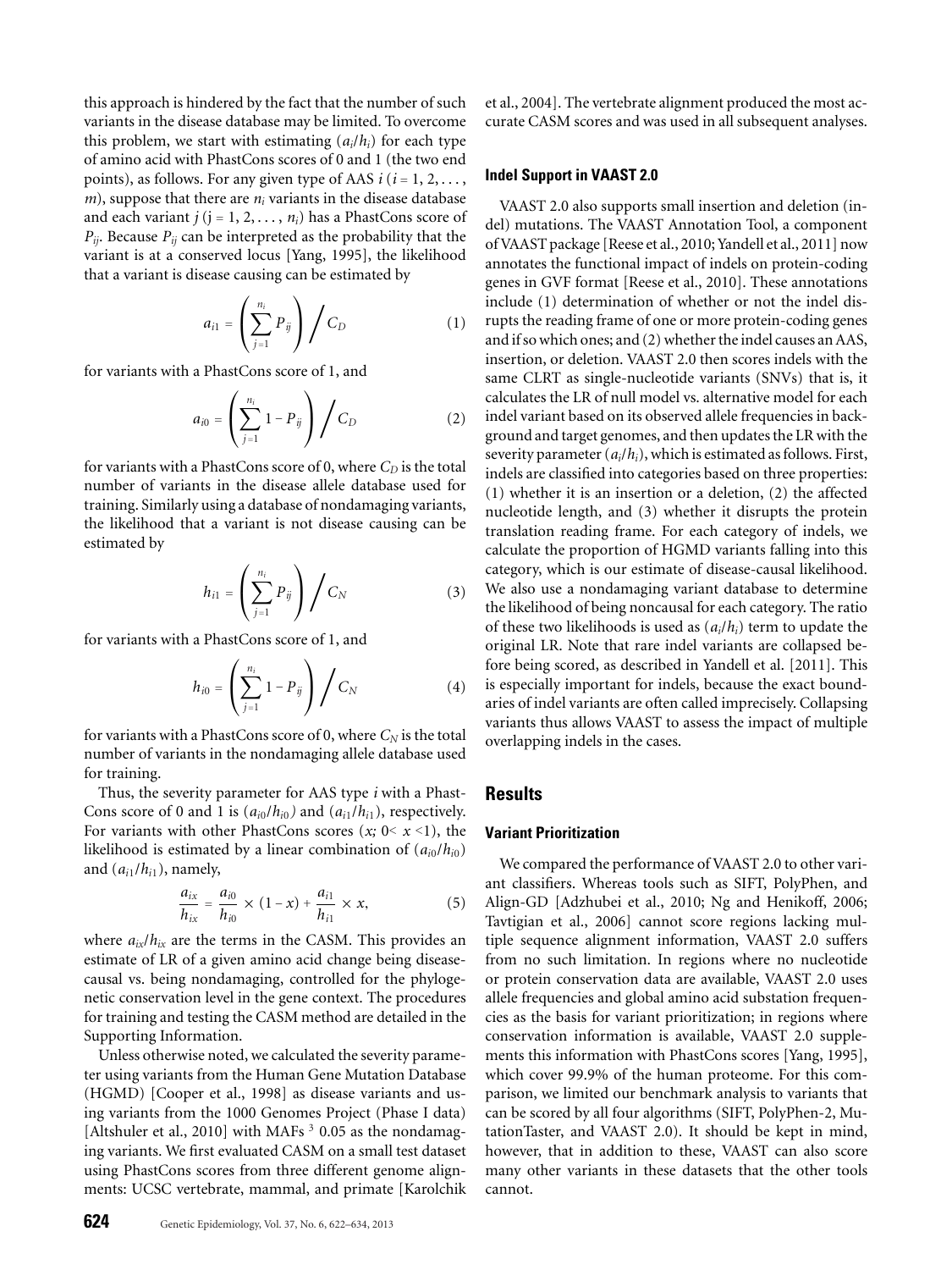this approach is hindered by the fact that the number of such variants in the disease database may be limited. To overcome this problem, we start with estimating $(a_i/h_i)$ for each type of amino acid with PhastCons scores of 0 and 1 (the two end points), as follows. For any given type of AAS $i$ ($i = 1, 2, \ldots, m$), suppose that there are $n_i$ variants in the disease database and each variant $j$ ($j = 1, 2, \ldots, n_i$) has a PhastCons score of $P_{ij}$. Because $P_{ij}$ can be interpreted as the probability that the variant is at a conserved locus [Yang, 1995], the likelihood that a variant is disease causing can be estimated by

$$a_{i1} = \left( \sum_{j=1}^{n_i} P_{ij} \right) \Big/ C_D \qquad (1)$$

for variants with a PhastCons score of 1, and

$$a_{i0} = \left( \sum_{j=1}^{n_i} 1 - P_{ij} \right) \Big/ C_D \qquad (2)$$

for variants with a PhastCons score of 0, where $C_D$ is the total number of variants in the disease allele database used for training. Similarly using a database of nondamaging variants, the likelihood that a variant is not disease causing can be estimated by

$$h_{i1} = \left( \sum_{j=1}^{n_i} P_{ij} \right) \Big/ C_N \qquad (3)$$

for variants with a PhastCons score of 1, and

$$h_{i0} = \left( \sum_{j=1}^{n_i} 1 - P_{ij} \right) \Big/ C_N \qquad (4)$$

for variants with a PhastCons score of 0, where $C_N$ is the total number of variants in the nondamaging allele database used for training.

Thus, the severity parameter for AAS type $i$ with a PhastCons score of 0 and 1 is $(a_{i0}/h_{i0})$ and $(a_{i1}/h_{i1})$, respectively. For variants with other PhastCons scores ($x$; $0 < x < 1$), the likelihood is estimated by a linear combination of $(a_{i0}/h_{i0})$ and $(a_{i1}/h_{i1})$, namely,

$$\frac{a_{ix}}{h_{ix}} = \frac{a_{i0}}{h_{i0}} \times (1 - x) + \frac{a_{i1}}{h_{i1}} \times x, \qquad (5)$$

where $a_{ix}/h_{ix}$ are the terms in the CASM. This provides an estimate of LR of a given amino acid change being disease-causal vs. being nondamaging, controlled for the phylogenetic conservation level in the gene context. The procedures for training and testing the CASM method are detailed in the Supporting Information.

Unless otherwise noted, we calculated the severity parameter using variants from the Human Gene Mutation Database (HGMD) [Cooper et al., 1998] as disease variants and using variants from the 1000 Genomes Project (Phase I data) [Altshuler et al., 2010] with MAFs $\geq$ 0.05 as the nondamaging variants. We first evaluated CASM on a small test dataset using PhastCons scores from three different genome alignments: UCSC vertebrate, mammal, and primate [Karolchik et al., 2004]. The vertebrate alignment produced the most accurate CASM scores and was used in all subsequent analyses.

### Indel Support in VAAST 2.0

VAAST 2.0 also supports small insertion and deletion (indel) mutations. The VAAST Annotation Tool, a component of VAAST package [Reese et al., 2010; Yandell et al., 2011] now annotates the functional impact of indels on protein-coding genes in GVF format [Reese et al., 2010]. These annotations include (1) determination of whether or not the indel disrupts the reading frame of one or more protein-coding genes and if so which ones; and (2) whether the indel causes an AAS, insertion, or deletion. VAAST 2.0 then scores indels with the same CLRT as single-nucleotide variants (SNVs) that is, it calculates the LR of null model vs. alternative model for each indel variant based on its observed allele frequencies in background and target genomes, and then updates the LR with the severity parameter $(a_i/h_i)$, which is estimated as follows. First, indels are classified into categories based on three properties: (1) whether it is an insertion or a deletion, (2) the affected nucleotide length, and (3) whether it disrupts the protein translation reading frame. For each category of indels, we calculate the proportion of HGMD variants falling into this category, which is our estimate of disease-causal likelihood. We also use a nondamaging variant database to determine the likelihood of being noncausal for each category. The ratio of these two likelihoods is used as $(a_i/h_i)$ term to update the original LR. Note that rare indel variants are collapsed before being scored, as described in Yandell et al. [2011]. This is especially important for indels, because the exact boundaries of indel variants are often called imprecisely. Collapsing variants thus allows VAAST to assess the impact of multiple overlapping indels in the cases.

## Results

### Variant Prioritization

We compared the performance of VAAST 2.0 to other variant classifiers. Whereas tools such as SIFT, PolyPhen, and Align-GD [Adzhubei et al., 2010; Ng and Henikoff, 2006; Tavtigian et al., 2006] cannot score regions lacking multiple sequence alignment information, VAAST 2.0 suffers from no such limitation. In regions where no nucleotide or protein conservation data are available, VAAST 2.0 uses allele frequencies and global amino acid substation frequencies as the basis for variant prioritization; in regions where conservation information is available, VAAST 2.0 supplements this information with PhastCons scores [Yang, 1995], which cover 99.9% of the human proteome. For this comparison, we limited our benchmark analysis to variants that can be scored by all four algorithms (SIFT, PolyPhen-2, MutationTaster, and VAAST 2.0). It should be kept in mind, however, that in addition to these, VAAST can also score many other variants in these datasets that the other tools cannot.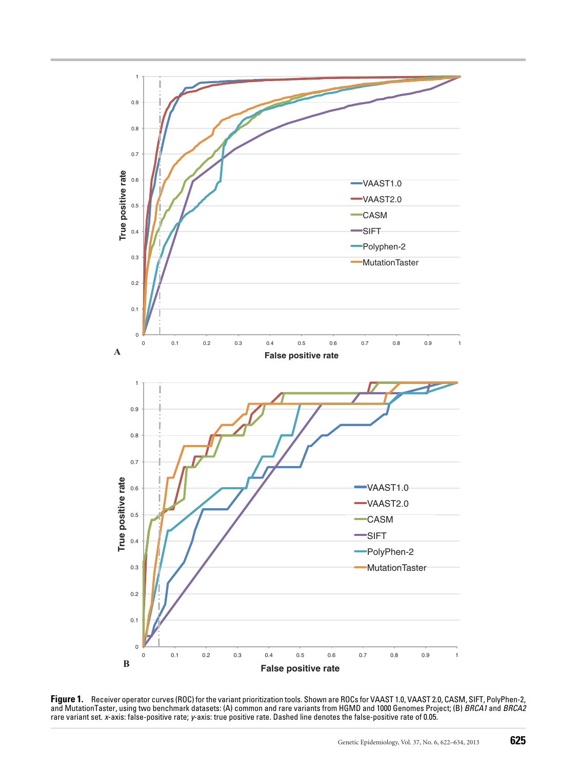**Figure 1.** Receiver operator curves (ROC) for the variant prioritization tools. Shown are ROCs for VAAST 1.0, VAAST 2.0, CASM, SIFT, PolyPhen-2, and MutationTaster, using two benchmark datasets: (A) common and rare variants from HGMD and 1000 Genomes Project; (B) *BRCA1* and *BRCA2* rare variant set. *x*-axis: false-positive rate; *y*-axis: true positive rate. Dashed line denotes the false-positive rate of 0.05.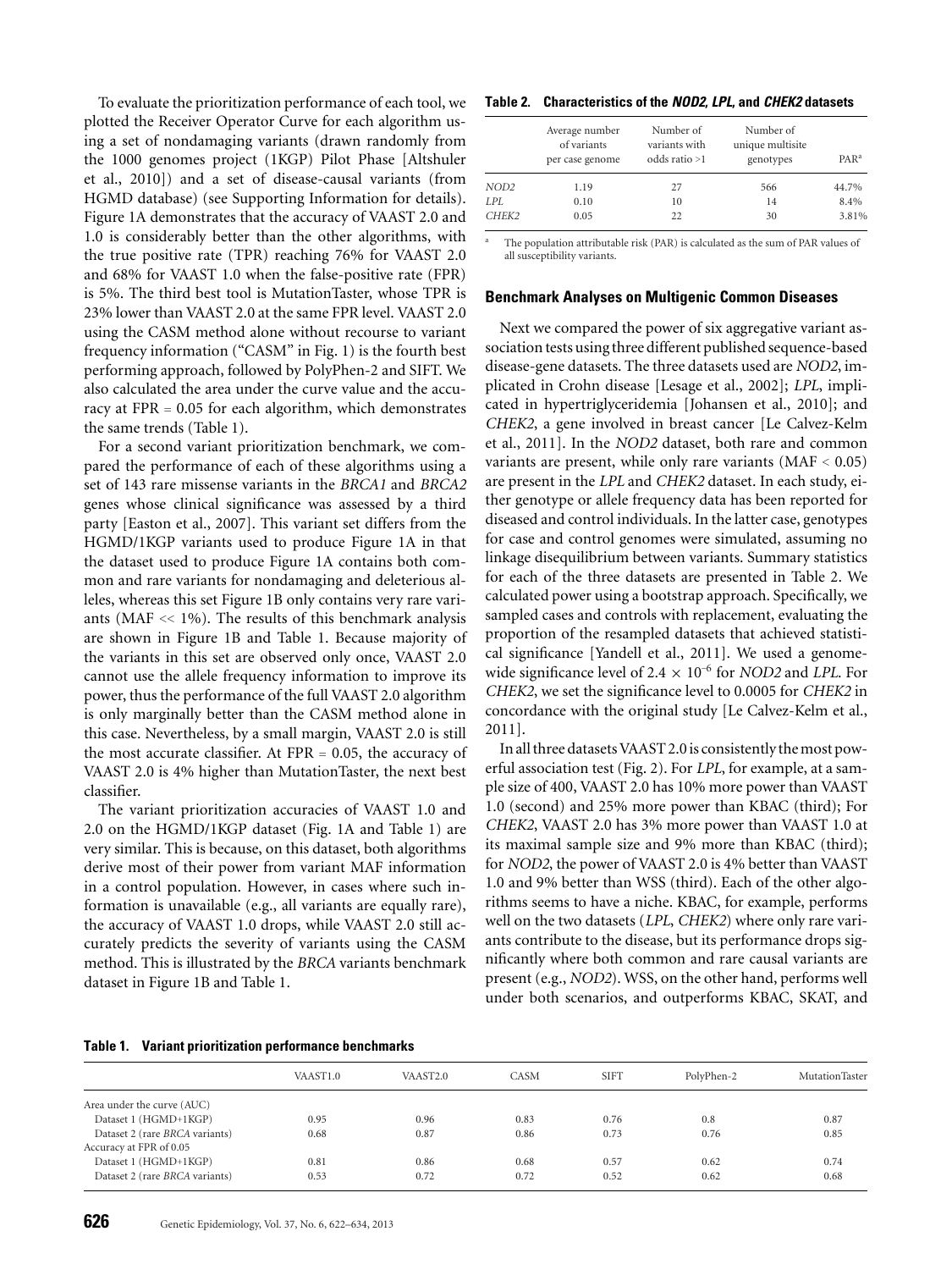To evaluate the prioritization performance of each tool, we plotted the Receiver Operator Curve for each algorithm using a set of nondamaging variants (drawn randomly from the 1000 genomes project (1KGP) Pilot Phase [Altshuler et al., 2010]) and a set of disease-causal variants (from HGMD database) (see Supporting Information for details). Figure 1A demonstrates that the accuracy of VAAST 2.0 and 1.0 is considerably better than the other algorithms, with the true positive rate (TPR) reaching 76% for VAAST 2.0 and 68% for VAAST 1.0 when the false-positive rate (FPR) is 5%. The third best tool is MutationTaster, whose TPR is 23% lower than VAAST 2.0 at the same FPR level. VAAST 2.0 using the CASM method alone without recourse to variant frequency information ("CASM" in Fig. 1) is the fourth best performing approach, followed by PolyPhen-2 and SIFT. We also calculated the area under the curve value and the accuracy at FPR = 0.05 for each algorithm, which demonstrates the same trends (Table 1).

For a second variant prioritization benchmark, we compared the performance of each of these algorithms using a set of 143 rare missense variants in the *BRCA1* and *BRCA2* genes whose clinical significance was assessed by a third party [Easton et al., 2007]. This variant set differs from the HGMD/1KGP variants used to produce Figure 1A in that the dataset used to produce Figure 1A contains both common and rare variants for nondamaging and deleterious alleles, whereas this set Figure 1B only contains very rare variants (MAF << 1%). The results of this benchmark analysis are shown in Figure 1B and Table 1. Because majority of the variants in this set are observed only once, VAAST 2.0 cannot use the allele frequency information to improve its power, thus the performance of the full VAAST 2.0 algorithm is only marginally better than the CASM method alone in this case. Nevertheless, by a small margin, VAAST 2.0 is still the most accurate classifier. At FPR = 0.05, the accuracy of VAAST 2.0 is 4% higher than MutationTaster, the next best classifier.

The variant prioritization accuracies of VAAST 1.0 and 2.0 on the HGMD/1KGP dataset (Fig. 1A and Table 1) are very similar. This is because, on this dataset, both algorithms derive most of their power from variant MAF information in a control population. However, in cases where such information is unavailable (e.g., all variants are equally rare), the accuracy of VAAST 1.0 drops, while VAAST 2.0 still accurately predicts the severity of variants using the CASM method. This is illustrated by the *BRCA* variants benchmark dataset in Figure 1B and Table 1.

**Table 2. Characteristics of the *NOD2*, *LPL*, and *CHEK2* datasets**

| | Average number of variants per case genome | Number of variants with odds ratio >1 | Number of unique multisite genotypes | PAR[a] |
|---|---|---|---|---|
| *NOD2* | 1.19 | 27 | 566 | 44.7% |
| *LPL* | 0.10 | 10 | 14 | 8.4% |
| *CHEK2* | 0.05 | 22 | 30 | 3.81% |

[a] The population attributable risk (PAR) is calculated as the sum of PAR values of all susceptibility variants.

### Benchmark Analyses on Multigenic Common Diseases

Next we compared the power of six aggregative variant association tests using three different published sequence-based disease-gene datasets. The three datasets used are *NOD2*, implicated in Crohn disease [Lesage et al., 2002]; *LPL*, implicated in hypertriglyceridemia [Johansen et al., 2010]; and *CHEK2*, a gene involved in breast cancer [Le Calvez-Kelm et al., 2011]. In the *NOD2* dataset, both rare and common variants are present, while only rare variants (MAF < 0.05) are present in the *LPL* and *CHEK2* dataset. In each study, either genotype or allele frequency data has been reported for diseased and control individuals. In the latter case, genotypes for case and control genomes were simulated, assuming no linkage disequilibrium between variants. Summary statistics for each of the three datasets are presented in Table 2. We calculated power using a bootstrap approach. Specifically, we sampled cases and controls with replacement, evaluating the proportion of the resampled datasets that achieved statistical significance [Yandell et al., 2011]. We used a genome-wide significance level of $2.4 \times 10^{-6}$ for *NOD2* and *LPL*. For *CHEK2*, we set the significance level to 0.0005 for *CHEK2* in concordance with the original study [Le Calvez-Kelm et al., 2011].

In all three datasets VAAST 2.0 is consistently the most powerful association test (Fig. 2). For *LPL*, for example, at a sample size of 400, VAAST 2.0 has 10% more power than VAAST 1.0 (second) and 25% more power than KBAC (third); For *CHEK2*, VAAST 2.0 has 3% more power than VAAST 1.0 at its maximal sample size and 9% more than KBAC (third); for *NOD2*, the power of VAAST 2.0 is 4% better than VAAST 1.0 and 9% better than WSS (third). Each of the other algorithms seems to have a niche. KBAC, for example, performs well on the two datasets (*LPL*, *CHEK2*) where only rare variants contribute to the disease, but its performance drops significantly where both common and rare causal variants are present (e.g., *NOD2*). WSS, on the other hand, performs well under both scenarios, and outperforms KBAC, SKAT, and

**Table 1. Variant prioritization performance benchmarks**

| | VAAST1.0 | VAAST2.0 | CASM | SIFT | PolyPhen-2 | MutationTaster |
|---|---|---|---|---|---|---|
| Area under the curve (AUC) | | | | | | |
| Dataset 1 (HGMD+1KGP) | 0.95 | 0.96 | 0.83 | 0.76 | 0.8 | 0.87 |
| Dataset 2 (rare *BRCA* variants) | 0.68 | 0.87 | 0.86 | 0.73 | 0.76 | 0.85 |
| Accuracy at FPR of 0.05 | | | | | | |
| Dataset 1 (HGMD+1KGP) | 0.81 | 0.86 | 0.68 | 0.57 | 0.62 | 0.74 |
| Dataset 2 (rare *BRCA* variants) | 0.53 | 0.72 | 0.72 | 0.52 | 0.62 | 0.68 |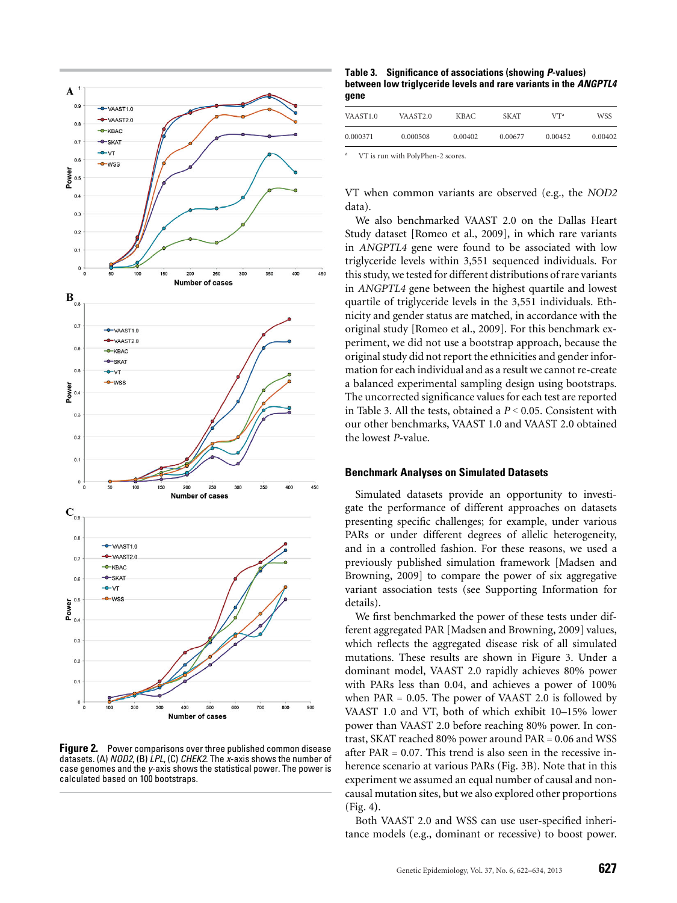Figure 2. Power comparisons over three published common disease datasets. (A) *NOD2*, (B) *LPL*, (C) *CHEK2*. The *x*-axis shows the number of case genomes and the *y*-axis shows the statistical power. The power is calculated based on 100 bootstraps.

**Table 3. Significance of associations (showing *P*-values) between low triglyceride levels and rare variants in the *ANGPTL4* gene**

| VAAST1.0 | VAAST2.0 | KBAC | SKAT | VT[a] | WSS |
|---|---|---|---|---|---|
| 0.000371 | 0.000508 | 0.00402 | 0.00677 | 0.00452 | 0.00402 |

[a] VT is run with PolyPhen-2 scores.

VT when common variants are observed (e.g., the *NOD2* data).

We also benchmarked VAAST 2.0 on the Dallas Heart Study dataset [Romeo et al., 2009], in which rare variants in *ANGPTL4* gene were found to be associated with low triglyceride levels within 3,551 sequenced individuals. For this study, we tested for different distributions of rare variants in *ANGPTL4* gene between the highest quartile and lowest quartile of triglyceride levels in the 3,551 individuals. Ethnicity and gender status are matched, in accordance with the original study [Romeo et al., 2009]. For this benchmark experiment, we did not use a bootstrap approach, because the original study did not report the ethnicities and gender information for each individual and as a result we cannot re-create a balanced experimental sampling design using bootstraps. The uncorrected significance values for each test are reported in Table 3. All the tests, obtained a $P < 0.05$. Consistent with our other benchmarks, VAAST 1.0 and VAAST 2.0 obtained the lowest *P*-value.

### Benchmark Analyses on Simulated Datasets

Simulated datasets provide an opportunity to investigate the performance of different approaches on datasets presenting specific challenges; for example, under various PARs or under different degrees of allelic heterogeneity, and in a controlled fashion. For these reasons, we used a previously published simulation framework [Madsen and Browning, 2009] to compare the power of six aggregative variant association tests (see Supporting Information for details).

We first benchmarked the power of these tests under different aggregated PAR [Madsen and Browning, 2009] values, which reflects the aggregated disease risk of all simulated mutations. These results are shown in Figure 3. Under a dominant model, VAAST 2.0 rapidly achieves 80% power with PARs less than 0.04, and achieves a power of 100% when PAR = 0.05. The power of VAAST 2.0 is followed by VAAST 1.0 and VT, both of which exhibit 10–15% lower power than VAAST 2.0 before reaching 80% power. In contrast, SKAT reached 80% power around PAR = 0.06 and WSS after PAR = 0.07. This trend is also seen in the recessive inherence scenario at various PARs (Fig. 3B). Note that in this experiment we assumed an equal number of causal and noncausal mutation sites, but we also explored other proportions (Fig. 4).

Both VAAST 2.0 and WSS can use user-specified inheritance models (e.g., dominant or recessive) to boost power.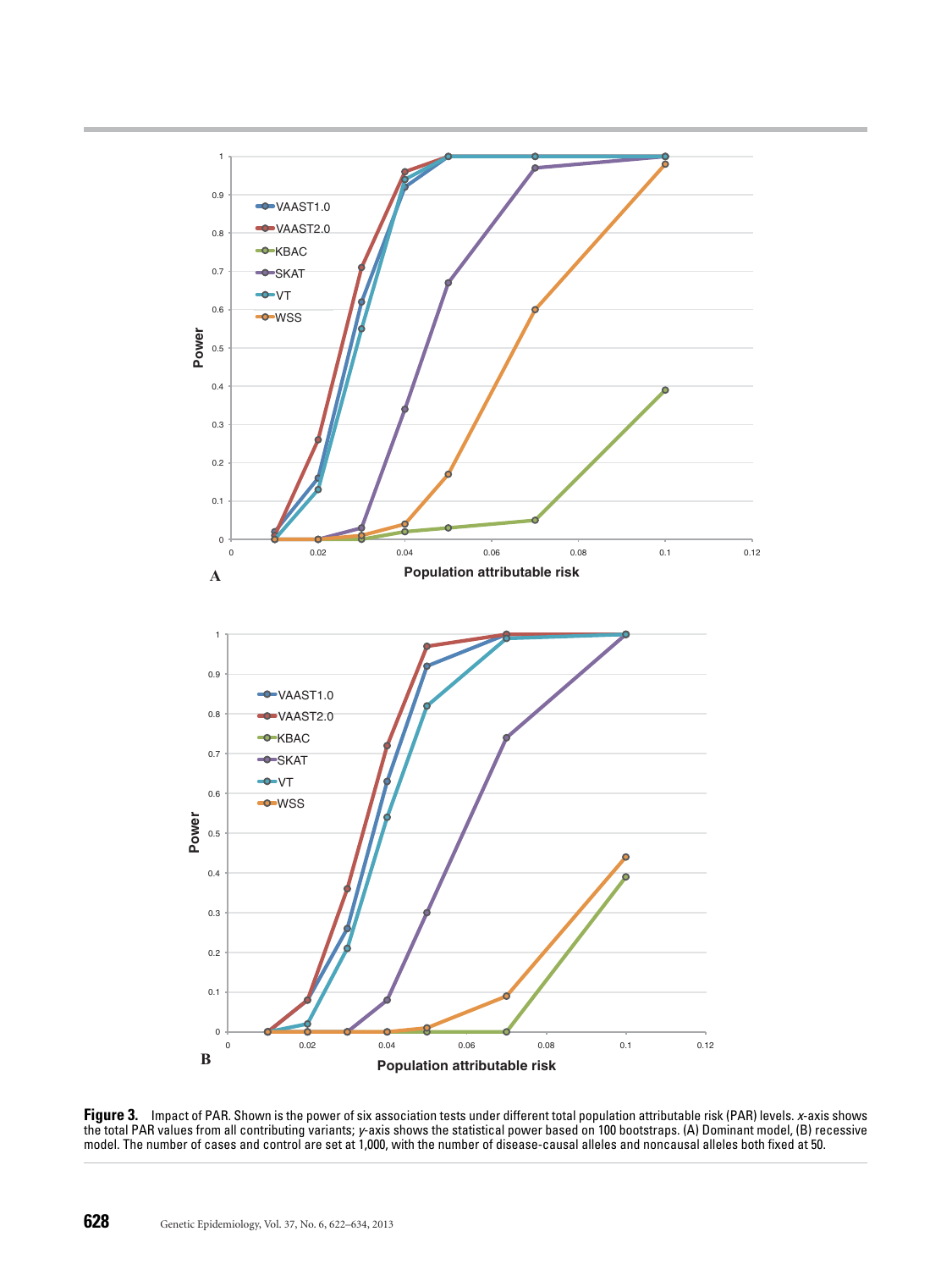**Figure 3.** Impact of PAR. Shown is the power of six association tests under different total population attributable risk (PAR) levels. *x*-axis shows the total PAR values from all contributing variants; *y*-axis shows the statistical power based on 100 bootstraps. (A) Dominant model, (B) recessive model. The number of cases and control are set at 1,000, with the number of disease-causal alleles and noncausal alleles both fixed at 50.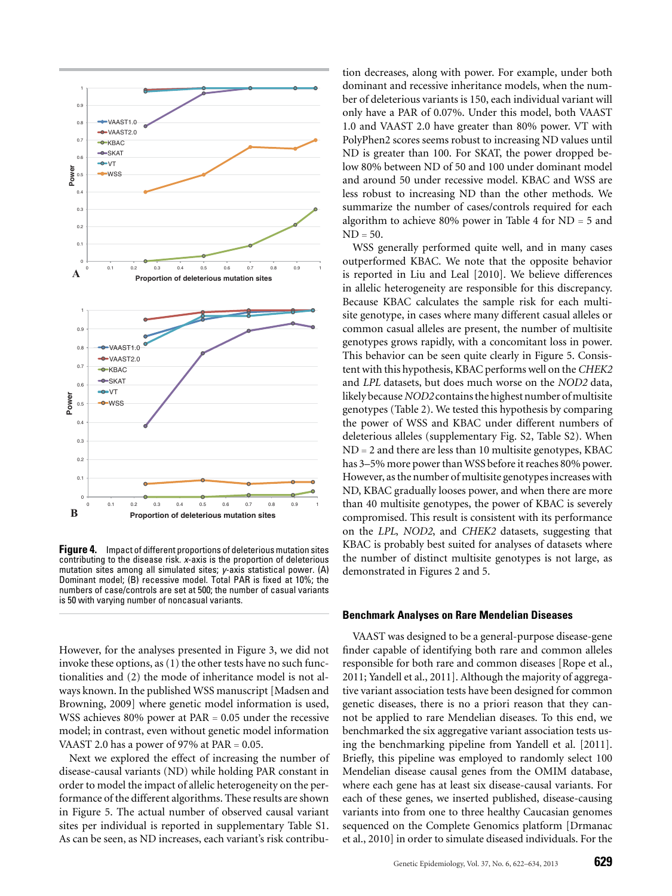**Figure 4.** Impact of different proportions of deleterious mutation sites contributing to the disease risk. *x*-axis is the proportion of deleterious mutation sites among all simulated sites; *y*-axis statistical power. (A) Dominant model; (B) recessive model. Total PAR is fixed at 10%; the numbers of case/controls are set at 500; the number of casual variants is 50 with varying number of noncasual variants.

However, for the analyses presented in Figure 3, we did not invoke these options, as (1) the other tests have no such functionalities and (2) the mode of inheritance model is not always known. In the published WSS manuscript [Madsen and Browning, 2009] where genetic model information is used, WSS achieves 80% power at PAR = 0.05 under the recessive model; in contrast, even without genetic model information VAAST 2.0 has a power of 97% at PAR = 0.05.

Next we explored the effect of increasing the number of disease-causal variants (ND) while holding PAR constant in order to model the impact of allelic heterogeneity on the performance of the different algorithms. These results are shown in Figure 5. The actual number of observed causal variant sites per individual is reported in supplementary Table S1. As can be seen, as ND increases, each variant's risk contribution decreases, along with power. For example, under both dominant and recessive inheritance models, when the number of deleterious variants is 150, each individual variant will only have a PAR of 0.07%. Under this model, both VAAST 1.0 and VAAST 2.0 have greater than 80% power. VT with PolyPhen2 scores seems robust to increasing ND values until ND is greater than 100. For SKAT, the power dropped below 80% between ND of 50 and 100 under dominant model and around 50 under recessive model. KBAC and WSS are less robust to increasing ND than the other methods. We summarize the number of cases/controls required for each algorithm to achieve 80% power in Table 4 for ND = 5 and ND = 50.

WSS generally performed quite well, and in many cases outperformed KBAC. We note that the opposite behavior is reported in Liu and Leal [2010]. We believe differences in allelic heterogeneity are responsible for this discrepancy. Because KBAC calculates the sample risk for each multisite genotype, in cases where many different casual alleles or common causal alleles are present, the number of multisite genotypes grows rapidly, with a concomitant loss in power. This behavior can be seen quite clearly in Figure 5. Consistent with this hypothesis, KBAC performs well on the *CHEK2* and *LPL* datasets, but does much worse on the *NOD2* data, likely because *NOD2* contains the highest number of multisite genotypes (Table 2). We tested this hypothesis by comparing the power of WSS and KBAC under different numbers of deleterious alleles (supplementary Fig. S2, Table S2). When ND = 2 and there are less than 10 multisite genotypes, KBAC has 3–5% more power than WSS before it reaches 80% power. However, as the number of multisite genotypes increases with ND, KBAC gradually looses power, and when there are more than 40 multisite genotypes, the power of KBAC is severely compromised. This result is consistent with its performance on the *LPL*, *NOD2*, and *CHEK2* datasets, suggesting that KBAC is probably best suited for analyses of datasets where the number of distinct multisite genotypes is not large, as demonstrated in Figures 2 and 5.

### Benchmark Analyses on Rare Mendelian Diseases

VAAST was designed to be a general-purpose disease-gene finder capable of identifying both rare and common alleles responsible for both rare and common diseases [Rope et al., 2011; Yandell et al., 2011]. Although the majority of aggregative variant association tests have been designed for common genetic diseases, there is no a priori reason that they cannot be applied to rare Mendelian diseases. To this end, we benchmarked the six aggregative variant association tests using the benchmarking pipeline from Yandell et al. [2011]. Briefly, this pipeline was employed to randomly select 100 Mendelian disease causal genes from the OMIM database, where each gene has at least six disease-causal variants. For each of these genes, we inserted published, disease-causing variants into from one to three healthy Caucasian genomes sequenced on the Complete Genomics platform [Drmanac et al., 2010] in order to simulate diseased individuals. For the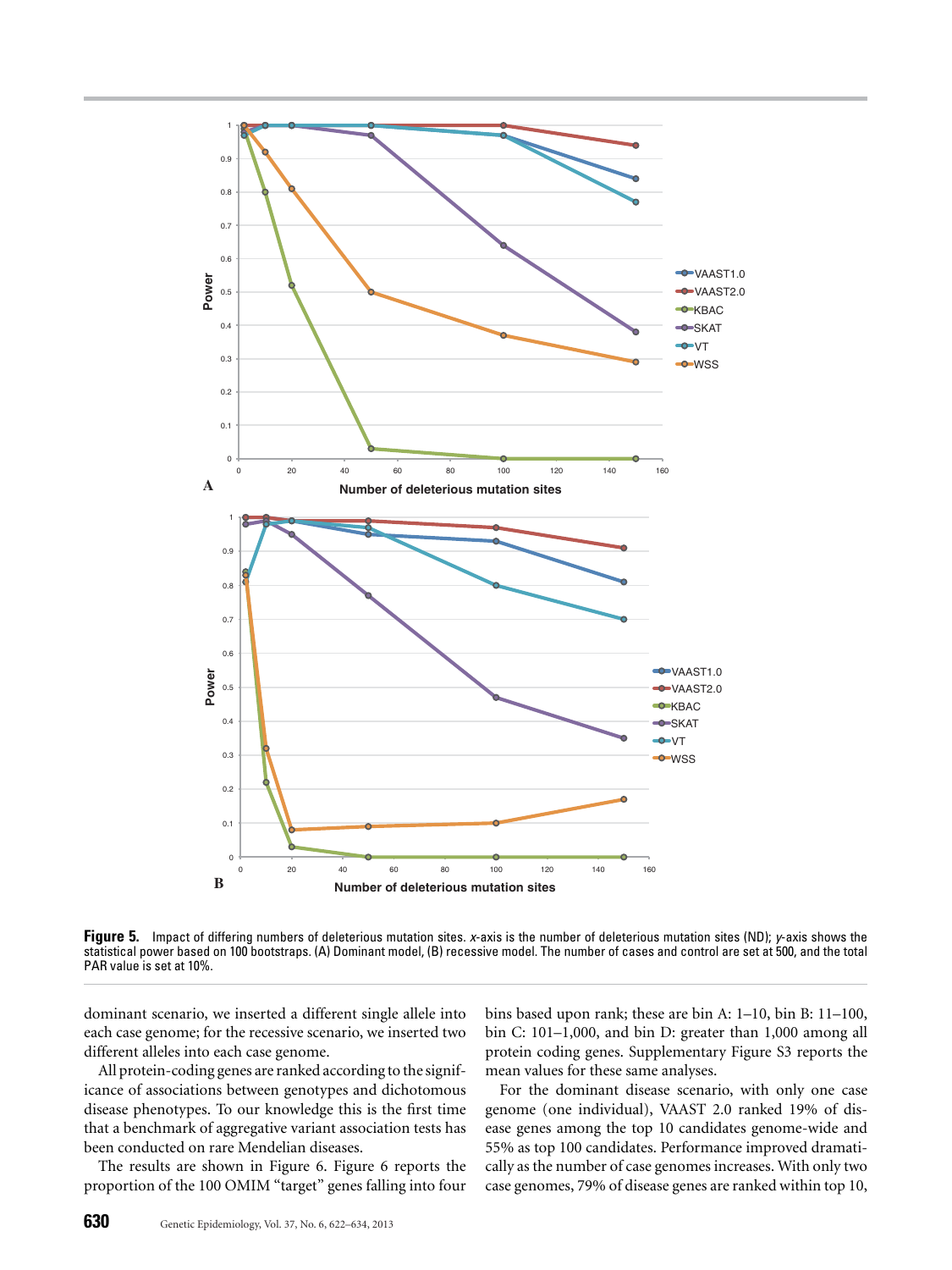**Figure 5.** Impact of differing numbers of deleterious mutation sites. *x*-axis is the number of deleterious mutation sites (ND); *y*-axis shows the statistical power based on 100 bootstraps. (A) Dominant model, (B) recessive model. The number of cases and control are set at 500, and the total PAR value is set at 10%.

dominant scenario, we inserted a different single allele into each case genome; for the recessive scenario, we inserted two different alleles into each case genome.

All protein-coding genes are ranked according to the significance of associations between genotypes and dichotomous disease phenotypes. To our knowledge this is the first time that a benchmark of aggregative variant association tests has been conducted on rare Mendelian diseases.

The results are shown in Figure 6. Figure 6 reports the proportion of the 100 OMIM "target" genes falling into four bins based upon rank; these are bin A: 1–10, bin B: 11–100, bin C: 101–1,000, and bin D: greater than 1,000 among all protein coding genes. Supplementary Figure S3 reports the mean values for these same analyses.

For the dominant disease scenario, with only one case genome (one individual), VAAST 2.0 ranked 19% of disease genes among the top 10 candidates genome-wide and 55% as top 100 candidates. Performance improved dramatically as the number of case genomes increases. With only two case genomes, 79% of disease genes are ranked within top 10,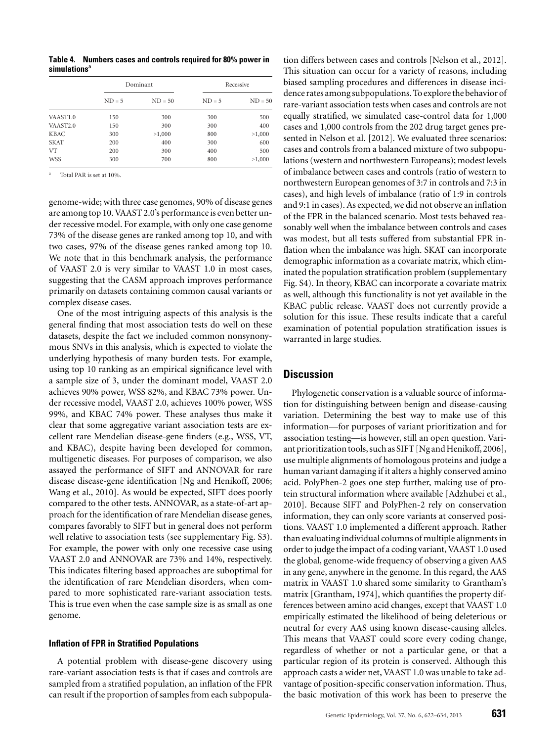**Table 4. Numbers cases and controls required for 80% power in simulations[a]**

| | Dominant | | Recessive | |
|---|---|---|---|---|
| | ND = 5 | ND = 50 | ND = 5 | ND = 50 |
| VAAST1.0 | 150 | 300 | 300 | 500 |
| VAAST2.0 | 150 | 300 | 300 | 400 |
| KBAC | 300 | >1,000 | 800 | >1,000 |
| SKAT | 200 | 400 | 300 | 600 |
| VT | 200 | 300 | 400 | 500 |
| WSS | 300 | 700 | 800 | >1,000 |

[a] Total PAR is set at 10%.

genome-wide; with three case genomes, 90% of disease genes are among top 10. VAAST 2.0's performance is even better under recessive model. For example, with only one case genome 73% of the disease genes are ranked among top 10, and with two cases, 97% of the disease genes ranked among top 10. We note that in this benchmark analysis, the performance of VAAST 2.0 is very similar to VAAST 1.0 in most cases, suggesting that the CASM approach improves performance primarily on datasets containing common causal variants or complex disease cases.

One of the most intriguing aspects of this analysis is the general finding that most association tests do well on these datasets, despite the fact we included common nonsynonymous SNVs in this analysis, which is expected to violate the underlying hypothesis of many burden tests. For example, using top 10 ranking as an empirical significance level with a sample size of 3, under the dominant model, VAAST 2.0 achieves 90% power, WSS 82%, and KBAC 73% power. Under recessive model, VAAST 2.0, achieves 100% power, WSS 99%, and KBAC 74% power. These analyses thus make it clear that some aggregative variant association tests are excellent rare Mendelian disease-gene finders (e.g., WSS, VT, and KBAC), despite having been developed for common, multigenetic diseases. For purposes of comparison, we also assayed the performance of SIFT and ANNOVAR for rare disease disease-gene identification [Ng and Henikoff, 2006; Wang et al., 2010]. As would be expected, SIFT does poorly compared to the other tests. ANNOVAR, as a state-of-art approach for the identification of rare Mendelian disease genes, compares favorably to SIFT but in general does not perform well relative to association tests (see supplementary Fig. S3). For example, the power with only one recessive case using VAAST 2.0 and ANNOVAR are 73% and 14%, respectively. This indicates filtering based approaches are suboptimal for the identification of rare Mendelian disorders, when compared to more sophisticated rare-variant association tests. This is true even when the case sample size is as small as one genome.

### Inflation of FPR in Stratified Populations

A potential problem with disease-gene discovery using rare-variant association tests is that if cases and controls are sampled from a stratified population, an inflation of the FPR can result if the proportion of samples from each subpopulation differs between cases and controls [Nelson et al., 2012]. This situation can occur for a variety of reasons, including biased sampling procedures and differences in disease incidence rates among subpopulations. To explore the behavior of rare-variant association tests when cases and controls are not equally stratified, we simulated case-control data for 1,000 cases and 1,000 controls from the 202 drug target genes presented in Nelson et al. [2012]. We evaluated three scenarios: cases and controls from a balanced mixture of two subpopulations (western and northwestern Europeans); modest levels of imbalance between cases and controls (ratio of western to northwestern European genomes of 3:7 in controls and 7:3 in cases), and high levels of imbalance (ratio of 1:9 in controls and 9:1 in cases). As expected, we did not observe an inflation of the FPR in the balanced scenario. Most tests behaved reasonably well when the imbalance between controls and cases was modest, but all tests suffered from substantial FPR inflation when the imbalance was high. SKAT can incorporate demographic information as a covariate matrix, which eliminated the population stratification problem (supplementary Fig. S4). In theory, KBAC can incorporate a covariate matrix as well, although this functionality is not yet available in the KBAC public release. VAAST does not currently provide a solution for this issue. These results indicate that a careful examination of potential population stratification issues is warranted in large studies.

## Discussion

Phylogenetic conservation is a valuable source of information for distinguishing between benign and disease-causing variation. Determining the best way to make use of this information—for purposes of variant prioritization and for association testing—is however, still an open question. Variant prioritization tools, such as SIFT [Ng and Henikoff, 2006], use multiple alignments of homologous proteins and judge a human variant damaging if it alters a highly conserved amino acid. PolyPhen-2 goes one step further, making use of protein structural information where available [Adzhubei et al., 2010]. Because SIFT and PolyPhen-2 rely on conservation information, they can only score variants at conserved positions. VAAST 1.0 implemented a different approach. Rather than evaluating individual columns of multiple alignments in order to judge the impact of a coding variant, VAAST 1.0 used the global, genome-wide frequency of observing a given AAS in any gene, anywhere in the genome. In this regard, the AAS matrix in VAAST 1.0 shared some similarity to Grantham's matrix [Grantham, 1974], which quantifies the property differences between amino acid changes, except that VAAST 1.0 empirically estimated the likelihood of being deleterious or neutral for every AAS using known disease-causing alleles. This means that VAAST could score every coding change, regardless of whether or not a particular gene, or that a particular region of its protein is conserved. Although this approach casts a wider net, VAAST 1.0 was unable to take advantage of position-specific conservation information. Thus, the basic motivation of this work has been to preserve the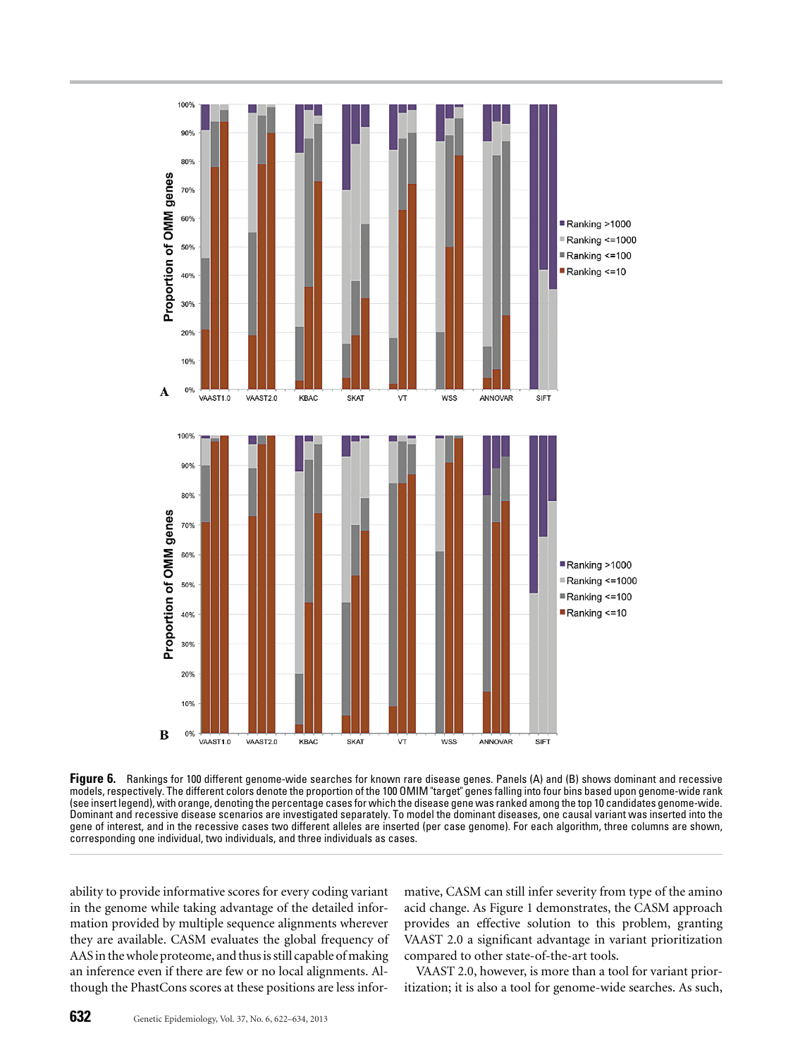**Figure 6.** Rankings for 100 different genome-wide searches for known rare disease genes. Panels (A) and (B) shows dominant and recessive models, respectively. The different colors denote the proportion of the 100 OMIM "target" genes falling into four bins based upon genome-wide rank (see insert legend), with orange, denoting the percentage cases for which the disease gene was ranked among the top 10 candidates genome-wide. Dominant and recessive disease scenarios are investigated separately. To model the dominant diseases, one causal variant was inserted into the gene of interest, and in the recessive cases two different alleles are inserted (per case genome). For each algorithm, three columns are shown, corresponding one individual, two individuals, and three individuals as cases.

ability to provide informative scores for every coding variant in the genome while taking advantage of the detailed information provided by multiple sequence alignments wherever they are available. CASM evaluates the global frequency of AAS in the whole proteome, and thus is still capable of making an inference even if there are few or no local alignments. Although the PhastCons scores at these positions are less informative, CASM can still infer severity from type of the amino acid change. As Figure 1 demonstrates, the CASM approach provides an effective solution to this problem, granting VAAST 2.0 a significant advantage in variant prioritization compared to other state-of-the-art tools.

VAAST 2.0, however, is more than a tool for variant prioritization; it is also a tool for genome-wide searches. As such,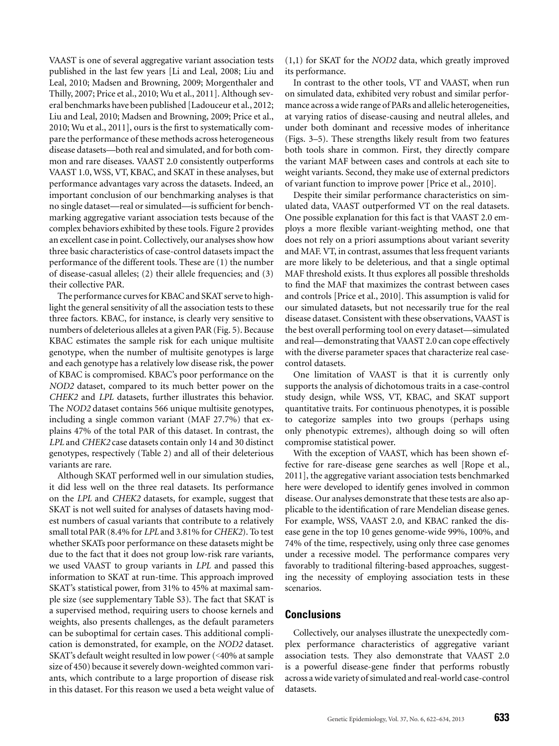VAAST is one of several aggregative variant association tests published in the last few years [Li and Leal, 2008; Liu and Leal, 2010; Madsen and Browning, 2009; Morgenthaler and Thilly, 2007; Price et al., 2010; Wu et al., 2011]. Although several benchmarks have been published [Ladouceur et al., 2012; Liu and Leal, 2010; Madsen and Browning, 2009; Price et al., 2010; Wu et al., 2011], ours is the first to systematically compare the performance of these methods across heterogeneous disease datasets—both real and simulated, and for both common and rare diseases. VAAST 2.0 consistently outperforms VAAST 1.0, WSS, VT, KBAC, and SKAT in these analyses, but performance advantages vary across the datasets. Indeed, an important conclusion of our benchmarking analyses is that no single dataset—real or simulated—is sufficient for benchmarking aggregative variant association tests because of the complex behaviors exhibited by these tools. Figure 2 provides an excellent case in point. Collectively, our analyses show how three basic characteristics of case-control datasets impact the performance of the different tools. These are (1) the number of disease-casual alleles; (2) their allele frequencies; and (3) their collective PAR.

The performance curves for KBAC and SKAT serve to highlight the general sensitivity of all the association tests to these three factors. KBAC, for instance, is clearly very sensitive to numbers of deleterious alleles at a given PAR (Fig. 5). Because KBAC estimates the sample risk for each unique multisite genotype, when the number of multisite genotypes is large and each genotype has a relatively low disease risk, the power of KBAC is compromised. KBAC's poor performance on the *NOD2* dataset, compared to its much better power on the *CHEK2* and *LPL* datasets, further illustrates this behavior. The *NOD2* dataset contains 566 unique multisite genotypes, including a single common variant (MAF 27.7%) that explains 47% of the total PAR of this dataset. In contrast, the *LPL* and *CHEK2* case datasets contain only 14 and 30 distinct genotypes, respectively (Table 2) and all of their deleterious variants are rare.

Although SKAT performed well in our simulation studies, it did less well on the three real datasets. Its performance on the *LPL* and *CHEK2* datasets, for example, suggest that SKAT is not well suited for analyses of datasets having modest numbers of casual variants that contribute to a relatively small total PAR (8.4% for *LPL* and 3.81% for *CHEK2*). To test whether SKATs poor performance on these datasets might be due to the fact that it does not group low-risk rare variants, we used VAAST to group variants in *LPL* and passed this information to SKAT at run-time. This approach improved SKAT's statistical power, from 31% to 45% at maximal sample size (see supplementary Table S3). The fact that SKAT is a supervised method, requiring users to choose kernels and weights, also presents challenges, as the default parameters can be suboptimal for certain cases. This additional complication is demonstrated, for example, on the *NOD2* dataset. SKAT's default weight resulted in low power (<40% at sample size of 450) because it severely down-weighted common variants, which contribute to a large proportion of disease risk in this dataset. For this reason we used a beta weight value of (1,1) for SKAT for the *NOD2* data, which greatly improved its performance.

In contrast to the other tools, VT and VAAST, when run on simulated data, exhibited very robust and similar performance across a wide range of PARs and allelic heterogeneities, at varying ratios of disease-causing and neutral alleles, and under both dominant and recessive modes of inheritance (Figs. 3–5). These strengths likely result from two features both tools share in common. First, they directly compare the variant MAF between cases and controls at each site to weight variants. Second, they make use of external predictors of variant function to improve power [Price et al., 2010].

Despite their similar performance characteristics on simulated data, VAAST outperformed VT on the real datasets. One possible explanation for this fact is that VAAST 2.0 employs a more flexible variant-weighting method, one that does not rely on a priori assumptions about variant severity and MAF. VT, in contrast, assumes that less frequent variants are more likely to be deleterious, and that a single optimal MAF threshold exists. It thus explores all possible thresholds to find the MAF that maximizes the contrast between cases and controls [Price et al., 2010]. This assumption is valid for our simulated datasets, but not necessarily true for the real disease dataset. Consistent with these observations, VAAST is the best overall performing tool on every dataset—simulated and real—demonstrating that VAAST 2.0 can cope effectively with the diverse parameter spaces that characterize real case-control datasets.

One limitation of VAAST is that it is currently only supports the analysis of dichotomous traits in a case-control study design, while WSS, VT, KBAC, and SKAT support quantitative traits. For continuous phenotypes, it is possible to categorize samples into two groups (perhaps using only phenotypic extremes), although doing so will often compromise statistical power.

With the exception of VAAST, which has been shown effective for rare-disease gene searches as well [Rope et al., 2011], the aggregative variant association tests benchmarked here were developed to identify genes involved in common disease. Our analyses demonstrate that these tests are also applicable to the identification of rare Mendelian disease genes. For example, WSS, VAAST 2.0, and KBAC ranked the disease gene in the top 10 genes genome-wide 99%, 100%, and 74% of the time, respectively, using only three case genomes under a recessive model. The performance compares very favorably to traditional filtering-based approaches, suggesting the necessity of employing association tests in these scenarios.

## Conclusions

Collectively, our analyses illustrate the unexpectedly complex performance characteristics of aggregative variant association tests. They also demonstrate that VAAST 2.0 is a powerful disease-gene finder that performs robustly across a wide variety of simulated and real-world case-control datasets.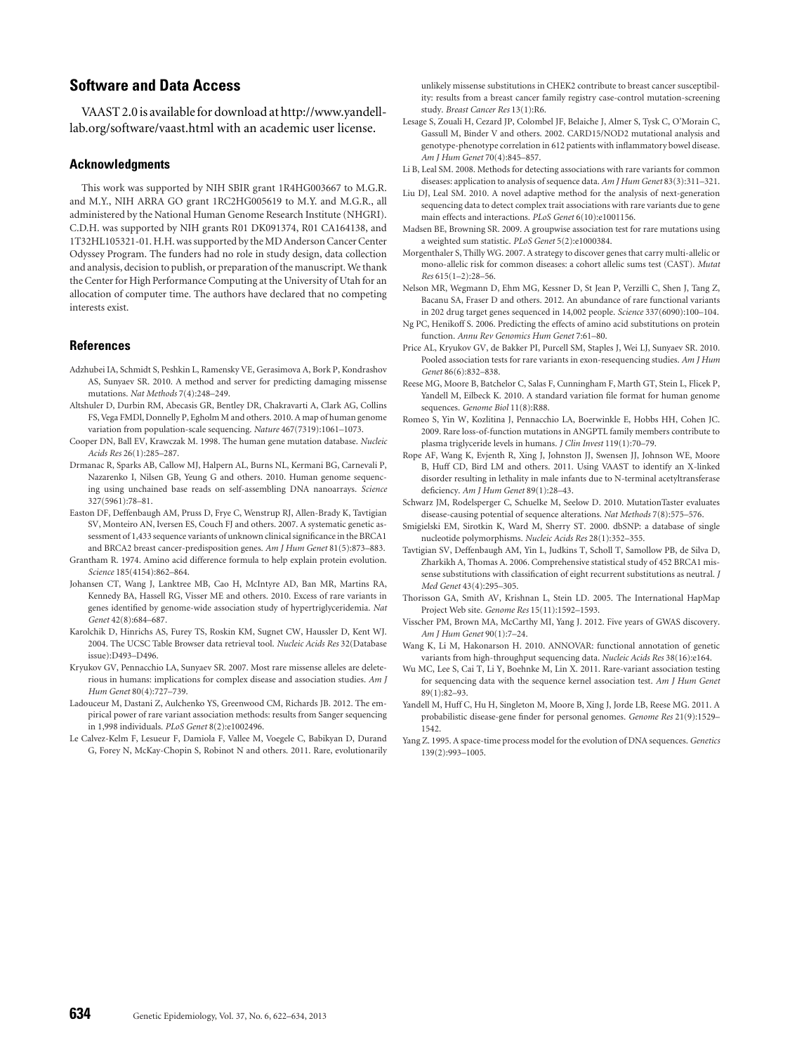## Software and Data Access

VAAST 2.0 is available for download at http://www.yandell-lab.org/software/vaast.html with an academic user license.

### Acknowledgments

This work was supported by NIH SBIR grant 1R4HG003667 to M.G.R. and M.Y., NIH ARRA GO grant 1RC2HG005619 to M.Y. and M.G.R., all administered by the National Human Genome Research Institute (NHGRI). C.D.H. was supported by NIH grants R01 DK091374, R01 CA164138, and 1T32HL105321-01. H.H. was supported by the MD Anderson Cancer Center Odyssey Program. The funders had no role in study design, data collection and analysis, decision to publish, or preparation of the manuscript. We thank the Center for High Performance Computing at the University of Utah for an allocation of computer time. The authors have declared that no competing interests exist.

## References

Adzhubei IA, Schmidt S, Peshkin L, Ramensky VE, Gerasimova A, Bork P, Kondrashov AS, Sunyaev SR. 2010. A method and server for predicting damaging missense mutations. *Nat Methods* 7(4):248–249.

Altshuler D, Durbin RM, Abecasis GR, Bentley DR, Chakravarti A, Clark AG, Collins FS, Vega FMDl, Donnelly P, Egholm M and others. 2010. A map of human genome variation from population-scale sequencing. *Nature* 467(7319):1061–1073.

Cooper DN, Ball EV, Krawczak M. 1998. The human gene mutation database. *Nucleic Acids Res* 26(1):285–287.

Drmanac R, Sparks AB, Callow MJ, Halpern AL, Burns NL, Kermani BG, Carnevali P, Nazarenko I, Nilsen GB, Yeung G and others. 2010. Human genome sequencing using unchained base reads on self-assembling DNA nanoarrays. *Science* 327(5961):78–81.

Easton DF, Deffenbaugh AM, Pruss D, Frye C, Wenstrup RJ, Allen-Brady K, Tavtigian SV, Monteiro AN, Iversen ES, Couch FJ and others. 2007. A systematic genetic assessment of 1,433 sequence variants of unknown clinical significance in the BRCA1 and BRCA2 breast cancer-predisposition genes. *Am J Hum Genet* 81(5):873–883.

Grantham R. 1974. Amino acid difference formula to help explain protein evolution. *Science* 185(4154):862–864.

Johansen CT, Wang J, Lanktree MB, Cao H, McIntyre AD, Ban MR, Martins RA, Kennedy BA, Hassell RG, Visser ME and others. 2010. Excess of rare variants in genes identified by genome-wide association study of hypertriglyceridemia. *Nat Genet* 42(8):684–687.

Karolchik D, Hinrichs AS, Furey TS, Roskin KM, Sugnet CW, Haussler D, Kent WJ. 2004. The UCSC Table Browser data retrieval tool. *Nucleic Acids Res* 32(Database issue):D493–D496.

Kryukov GV, Pennacchio LA, Sunyaev SR. 2007. Most rare missense alleles are deleterious in humans: implications for complex disease and association studies. *Am J Hum Genet* 80(4):727–739.

Ladouceur M, Dastani Z, Aulchenko YS, Greenwood CM, Richards JB. 2012. The empirical power of rare variant association methods: results from Sanger sequencing in 1,998 individuals. *PLoS Genet* 8(2):e1002496.

Le Calvez-Kelm F, Lesueur F, Damiola F, Vallee M, Voegele C, Babikyan D, Durand G, Forey N, McKay-Chopin S, Robinot N and others. 2011. Rare, evolutionarily unlikely missense substitutions in CHEK2 contribute to breast cancer susceptibility: results from a breast cancer family registry case-control mutation-screening study. *Breast Cancer Res* 13(1):R6.

Lesage S, Zouali H, Cezard JP, Colombel JF, Belaiche J, Almer S, Tysk C, O'Morain C, Gassull M, Binder V and others. 2002. CARD15/NOD2 mutational analysis and genotype-phenotype correlation in 612 patients with inflammatory bowel disease. *Am J Hum Genet* 70(4):845–857.

Li B, Leal SM. 2008. Methods for detecting associations with rare variants for common diseases: application to analysis of sequence data. *Am J Hum Genet* 83(3):311–321.

Liu DJ, Leal SM. 2010. A novel adaptive method for the analysis of next-generation sequencing data to detect complex trait associations with rare variants due to gene main effects and interactions. *PLoS Genet* 6(10):e1001156.

Madsen BE, Browning SR. 2009. A groupwise association test for rare mutations using a weighted sum statistic. *PLoS Genet* 5(2):e1000384.

Morgenthaler S, Thilly WG. 2007. A strategy to discover genes that carry multi-allelic or mono-allelic risk for common diseases: a cohort allelic sums test (CAST). *Mutat Res* 615(1–2):28–56.

Nelson MR, Wegmann D, Ehm MG, Kessner D, St Jean P, Verzilli C, Shen J, Tang Z, Bacanu SA, Fraser D and others. 2012. An abundance of rare functional variants in 202 drug target genes sequenced in 14,002 people. *Science* 337(6090):100–104.

Ng PC, Henikoff S. 2006. Predicting the effects of amino acid substitutions on protein function. *Annu Rev Genomics Hum Genet* 7:61–80.

Price AL, Kryukov GV, de Bakker PI, Purcell SM, Staples J, Wei LJ, Sunyaev SR. 2010. Pooled association tests for rare variants in exon-resequencing studies. *Am J Hum Genet* 86(6):832–838.

Reese MG, Moore B, Batchelor C, Salas F, Cunningham F, Marth GT, Stein L, Flicek P, Yandell M, Eilbeck K. 2010. A standard variation file format for human genome sequences. *Genome Biol* 11(8):R88.

Romeo S, Yin W, Kozlitina J, Pennacchio LA, Boerwinkle E, Hobbs HH, Cohen JC. 2009. Rare loss-of-function mutations in ANGPTL family members contribute to plasma triglyceride levels in humans. *J Clin Invest* 119(1):70–79.

Rope AF, Wang K, Evjenth R, Xing J, Johnston JJ, Swensen JJ, Johnson WE, Moore B, Huff CD, Bird LM and others. 2011. Using VAAST to identify an X-linked disorder resulting in lethality in male infants due to N-terminal acetyltransferase deficiency. *Am J Hum Genet* 89(1):28–43.

Schwarz JM, Rodelsperger C, Schuelke M, Seelow D. 2010. MutationTaster evaluates disease-causing potential of sequence alterations. *Nat Methods* 7(8):575–576.

Smigielski EM, Sirotkin K, Ward M, Sherry ST. 2000. dbSNP: a database of single nucleotide polymorphisms. *Nucleic Acids Res* 28(1):352–355.

Tavtigian SV, Deffenbaugh AM, Yin L, Judkins T, Scholl T, Samollow PB, de Silva D, Zharkikh A, Thomas A. 2006. Comprehensive statistical study of 452 BRCA1 missense substitutions with classification of eight recurrent substitutions as neutral. *J Med Genet* 43(4):295–305.

Thorisson GA, Smith AV, Krishnan L, Stein LD. 2005. The International HapMap Project Web site. *Genome Res* 15(11):1592–1593.

Visscher PM, Brown MA, McCarthy MI, Yang J. 2012. Five years of GWAS discovery. *Am J Hum Genet* 90(1):7–24.

Wang K, Li M, Hakonarson H. 2010. ANNOVAR: functional annotation of genetic variants from high-throughput sequencing data. *Nucleic Acids Res* 38(16):e164.

Wu MC, Lee S, Cai T, Li Y, Boehnke M, Lin X. 2011. Rare-variant association testing for sequencing data with the sequence kernel association test. *Am J Hum Genet* 89(1):82–93.

Yandell M, Huff C, Hu H, Singleton M, Moore B, Xing J, Jorde LB, Reese MG. 2011. A probabilistic disease-gene finder for personal genomes. *Genome Res* 21(9):1529–1542.

Yang Z. 1995. A space-time process model for the evolution of DNA sequences. *Genetics* 139(2):993–1005.